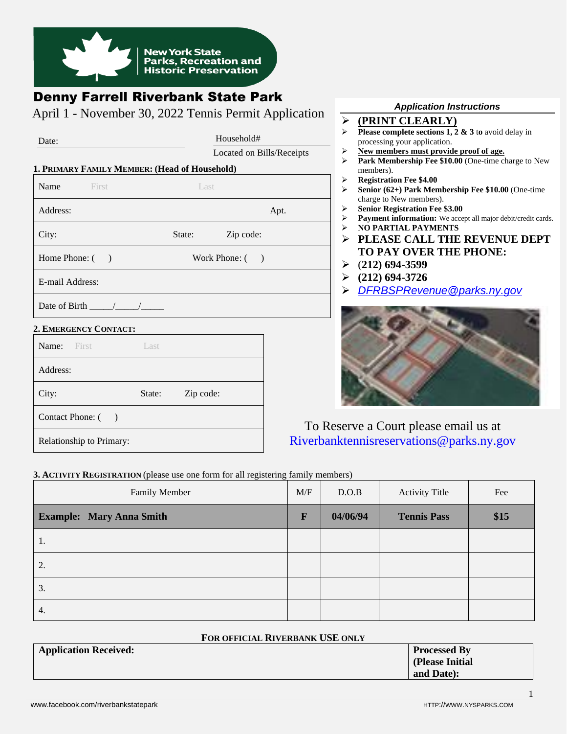New York State Parks, Recreation and Historic Preservation

# Denny Farrell Riverbank State Park

April 1 - November 30, 2022 Tennis Permit Application

Date: ____________________ Household# ____________________ Located on Bills/Receipts

### 1. PRIMARY FAMILY MEMBER: (Head of Household)

| |
|---|
| Name First Last |
| Address: Apt. |
| City: State: Zip code: |
| Home Phone: ( ) Work Phone: ( ) |
| E-mail Address: |
| Date of Birth _____/_____/_____ |

### 2. EMERGENCY CONTACT:

| |
|---|
| Name: First Last |
| Address: |
| City: State: Zip code: |
| Contact Phone: ( ) |
| Relationship to Primary: |

### *Application Instructions*

- **(PRINT CLEARLY)**
- **Please complete sections 1, 2 & 3 to** avoid delay in processing your application.
- **New members must provide proof of age.**
- **Park Membership Fee $10.00** (One-time charge to New members).
- **Registration Fee $4.00**
- **Senior (62+) Park Membership Fee $10.00** (One-time charge to New members).
- **Senior Registration Fee $3.00**
- **Payment information:** We accept all major debit/credit cards.
- **NO PARTIAL PAYMENTS**
- **PLEASE CALL THE REVENUE DEPT TO PAY OVER THE PHONE:**
- **(212) 694-3599**
- **(212) 694-3726**
- DFRBSPRevenue@parks.ny.gov

To Reserve a Court please email us at Riverbanktennisreservations@parks.ny.gov

### 3. ACTIVITY REGISTRATION (please use one form for all registering family members)

| Family Member | M/F | D.O.B | Activity Title | Fee |
|---|---|---|---|---|
| **Example: Mary Anna Smith** | **F** | **04/06/94** | **Tennis Pass** | **$15** |
| 1. | | | | |
| 2. | | | | |
| 3. | | | | |
| 4. | | | | |

**FOR OFFICIAL RIVERBANK USE ONLY**

| **Application Received:** | **Processed By (Please Initial and Date):** |
|---|---|
| | |

www.facebook.com/riverbankstatepark HTTP://WWW.NYSPARKS.COM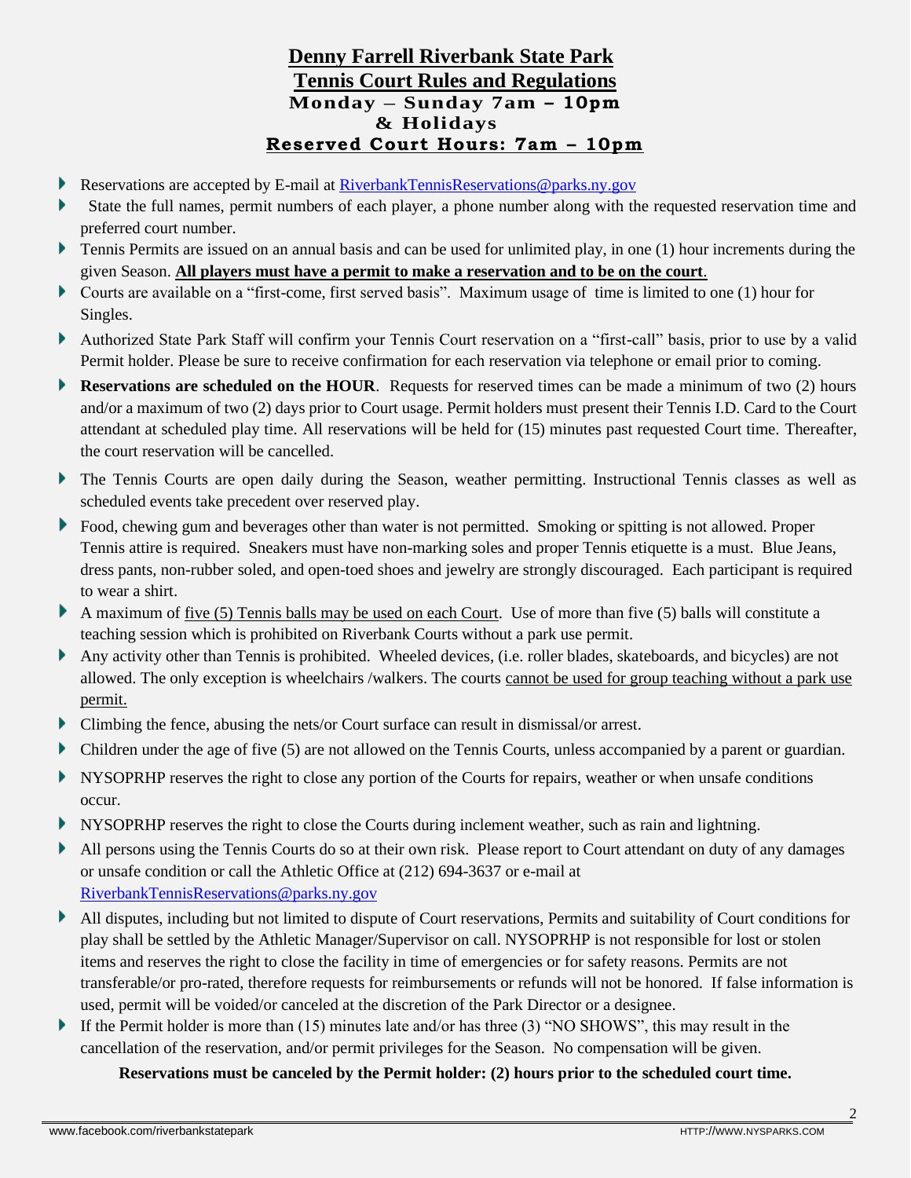# Denny Farrell Riverbank State Park
## Tennis Court Rules and Regulations
### Monday – Sunday 7am – 10pm
### & Holidays
### Reserved Court Hours: 7am – 10pm

- Reservations are accepted by E-mail at RiverbankTennisReservations@parks.ny.gov
- State the full names, permit numbers of each player, a phone number along with the requested reservation time and preferred court number.
- Tennis Permits are issued on an annual basis and can be used for unlimited play, in one (1) hour increments during the given Season. **All players must have a permit to make a reservation and to be on the court**.
- Courts are available on a "first-come, first served basis". Maximum usage of time is limited to one (1) hour for Singles.
- Authorized State Park Staff will confirm your Tennis Court reservation on a "first-call" basis, prior to use by a valid Permit holder. Please be sure to receive confirmation for each reservation via telephone or email prior to coming.
- **Reservations are scheduled on the HOUR**. Requests for reserved times can be made a minimum of two (2) hours and/or a maximum of two (2) days prior to Court usage. Permit holders must present their Tennis I.D. Card to the Court attendant at scheduled play time. All reservations will be held for (15) minutes past requested Court time. Thereafter, the court reservation will be cancelled.
- The Tennis Courts are open daily during the Season, weather permitting. Instructional Tennis classes as well as scheduled events take precedent over reserved play.
- Food, chewing gum and beverages other than water is not permitted. Smoking or spitting is not allowed. Proper Tennis attire is required. Sneakers must have non-marking soles and proper Tennis etiquette is a must. Blue Jeans, dress pants, non-rubber soled, and open-toed shoes and jewelry are strongly discouraged. Each participant is required to wear a shirt.
- A maximum of five (5) Tennis balls may be used on each Court. Use of more than five (5) balls will constitute a teaching session which is prohibited on Riverbank Courts without a park use permit.
- Any activity other than Tennis is prohibited. Wheeled devices, (i.e. roller blades, skateboards, and bicycles) are not allowed. The only exception is wheelchairs /walkers. The courts cannot be used for group teaching without a park use permit.
- Climbing the fence, abusing the nets/or Court surface can result in dismissal/or arrest.
- Children under the age of five (5) are not allowed on the Tennis Courts, unless accompanied by a parent or guardian.
- NYSOPRHP reserves the right to close any portion of the Courts for repairs, weather or when unsafe conditions occur.
- NYSOPRHP reserves the right to close the Courts during inclement weather, such as rain and lightning.
- All persons using the Tennis Courts do so at their own risk. Please report to Court attendant on duty of any damages or unsafe condition or call the Athletic Office at (212) 694-3637 or e-mail at RiverbankTennisReservations@parks.ny.gov
- All disputes, including but not limited to dispute of Court reservations, Permits and suitability of Court conditions for play shall be settled by the Athletic Manager/Supervisor on call. NYSOPRHP is not responsible for lost or stolen items and reserves the right to close the facility in time of emergencies or for safety reasons. Permits are not transferable/or pro-rated, therefore requests for reimbursements or refunds will not be honored. If false information is used, permit will be voided/or canceled at the discretion of the Park Director or a designee.
- If the Permit holder is more than (15) minutes late and/or has three (3) "NO SHOWS", this may result in the cancellation of the reservation, and/or permit privileges for the Season. No compensation will be given.

**Reservations must be canceled by the Permit holder: (2) hours prior to the scheduled court time.**

www.facebook.com/riverbankstatepark HTTP://WWW.NYSPARKS.COM